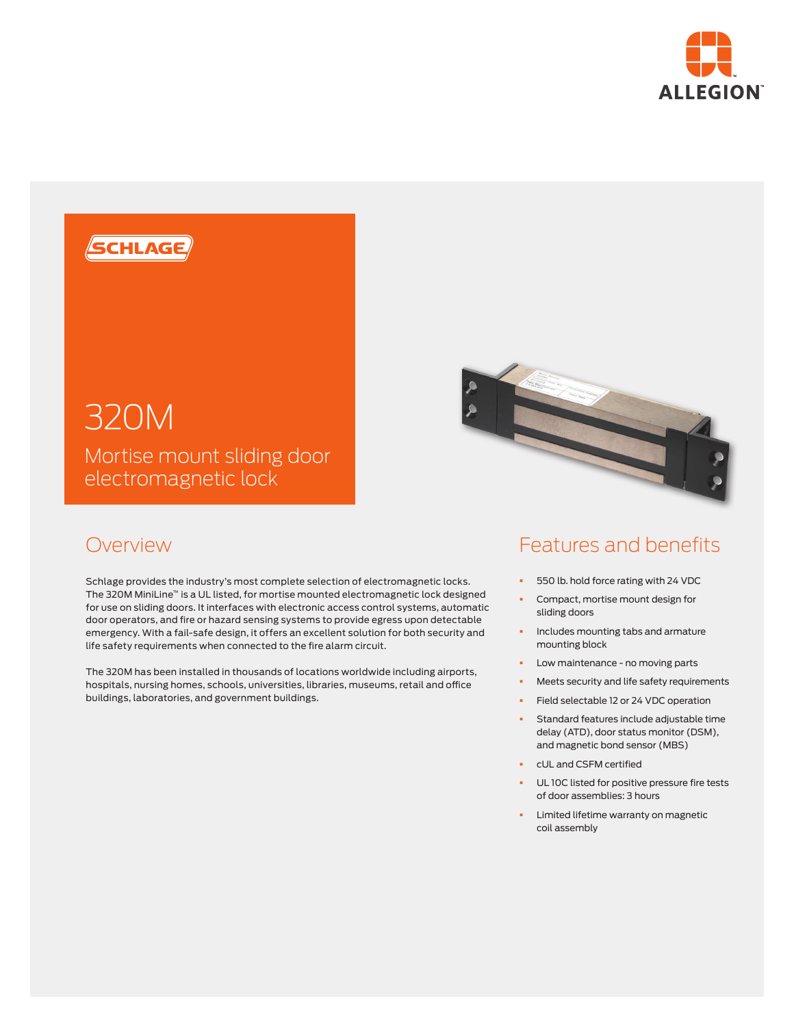ALLEGION™

SCHLAGE

# 320M

## Mortise mount sliding door electromagnetic lock

## Overview

Schlage provides the industry's most complete selection of electromagnetic locks. The 320M MiniLine™ is a UL listed, for mortise mounted electromagnetic lock designed for use on sliding doors. It interfaces with electronic access control systems, automatic door operators, and fire or hazard sensing systems to provide egress upon detectable emergency. With a fail-safe design, it offers an excellent solution for both security and life safety requirements when connected to the fire alarm circuit.

The 320M has been installed in thousands of locations worldwide including airports, hospitals, nursing homes, schools, universities, libraries, museums, retail and office buildings, laboratories, and government buildings.

## Features and benefits

- 550 lb. hold force rating with 24 VDC
- Compact, mortise mount design for sliding doors
- Includes mounting tabs and armature mounting block
- Low maintenance - no moving parts
- Meets security and life safety requirements
- Field selectable 12 or 24 VDC operation
- Standard features include adjustable time delay (ATD), door status monitor (DSM), and magnetic bond sensor (MBS)
- cUL and CSFM certified
- UL 10C listed for positive pressure fire tests of door assemblies: 3 hours
- Limited lifetime warranty on magnetic coil assembly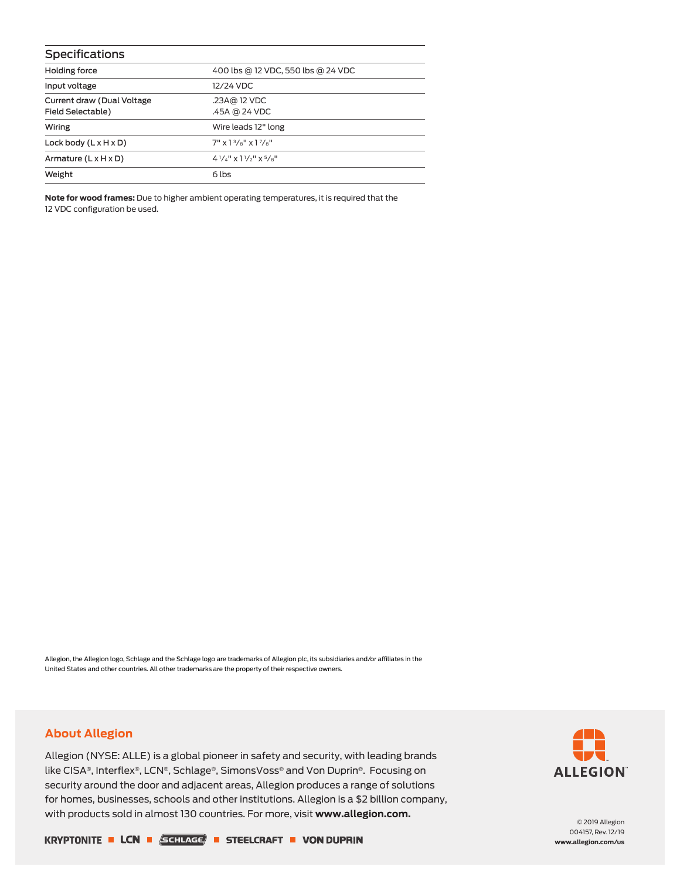## Specifications

| | |
|---|---|
| Holding force | 400 lbs @ 12 VDC, 550 lbs @ 24 VDC |
| Input voltage | 12/24 VDC |
| Current draw (Dual Voltage Field Selectable) | .23A@ 12 VDC<br>.45A @ 24 VDC |
| Wiring | Wire leads 12" long |
| Lock body (L x H x D) | 7" x 1 3/8" x 1 7/8" |
| Armature (L x H x D) | 4 1/4" x 1 1/2" x 5/8" |
| Weight | 6 lbs |

**Note for wood frames:** Due to higher ambient operating temperatures, it is required that the 12 VDC configuration be used.

Allegion, the Allegion logo, Schlage and the Schlage logo are trademarks of Allegion plc, its subsidiaries and/or affiliates in the United States and other countries. All other trademarks are the property of their respective owners.

### About Allegion

Allegion (NYSE: ALLE) is a global pioneer in safety and security, with leading brands like CISA®, Interflex®, LCN®, Schlage®, SimonsVoss® and Von Duprin®. Focusing on security around the door and adjacent areas, Allegion produces a range of solutions for homes, businesses, schools and other institutions. Allegion is a $2 billion company, with products sold in almost 130 countries. For more, visit **www.allegion.com.**

KRYPTONITE ■ LCN ■ SCHLAGE ■ STEELCRAFT ■ VON DUPRIN

ALLEGION™

© 2019 Allegion
004157, Rev. 12/19
**www.allegion.com/us**